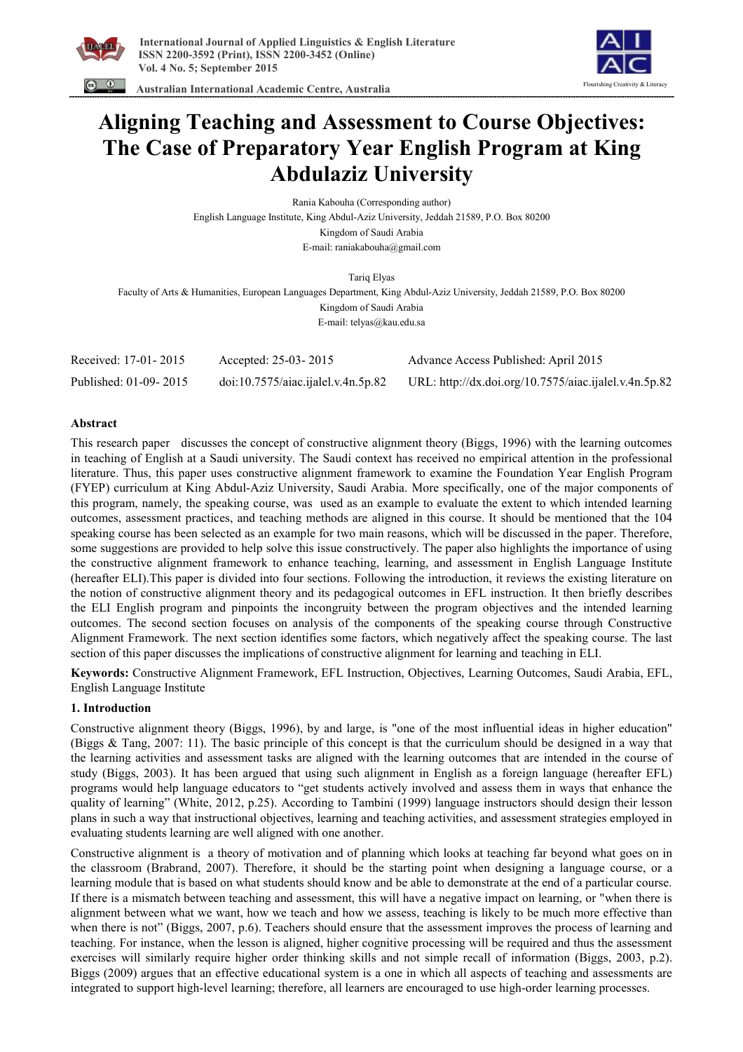# Aligning Teaching and Assessment to Course Objectives: The Case of Preparatory Year English Program at King Abdulaziz University

Rania Kabouha (Corresponding author)

English Language Institute, King Abdul-Aziz University, Jeddah 21589, P.O. Box 80200

Kingdom of Saudi Arabia

E-mail: raniakabouha@gmail.com

Tariq Elyas

Faculty of Arts & Humanities, European Languages Department, King Abdul-Aziz University, Jeddah 21589, P.O. Box 80200

Kingdom of Saudi Arabia

E-mail: telyas@kau.edu.sa

| Received: 17-01- 2015 | Accepted: 25-03- 2015 | Advance Access Published: April 2015 |
|---|---|---|
| Published: 01-09- 2015 | doi:10.7575/aiac.ijalel.v.4n.5p.82 | URL: http://dx.doi.org/10.7575/aiac.ijalel.v.4n.5p.82 |

**Abstract**

This research paper discusses the concept of constructive alignment theory (Biggs, 1996) with the learning outcomes in teaching of English at a Saudi university. The Saudi context has received no empirical attention in the professional literature. Thus, this paper uses constructive alignment framework to examine the Foundation Year English Program (FYEP) curriculum at King Abdul-Aziz University, Saudi Arabia. More specifically, one of the major components of this program, namely, the speaking course, was used as an example to evaluate the extent to which intended learning outcomes, assessment practices, and teaching methods are aligned in this course. It should be mentioned that the 104 speaking course has been selected as an example for two main reasons, which will be discussed in the paper. Therefore, some suggestions are provided to help solve this issue constructively. The paper also highlights the importance of using the constructive alignment framework to enhance teaching, learning, and assessment in English Language Institute (hereafter ELI).This paper is divided into four sections. Following the introduction, it reviews the existing literature on the notion of constructive alignment theory and its pedagogical outcomes in EFL instruction. It then briefly describes the ELI English program and pinpoints the incongruity between the program objectives and the intended learning outcomes. The second section focuses on analysis of the components of the speaking course through Constructive Alignment Framework. The next section identifies some factors, which negatively affect the speaking course. The last section of this paper discusses the implications of constructive alignment for learning and teaching in ELI.

**Keywords:** Constructive Alignment Framework, EFL Instruction, Objectives, Learning Outcomes, Saudi Arabia, EFL, English Language Institute

## 1. Introduction

Constructive alignment theory (Biggs, 1996), by and large, is "one of the most influential ideas in higher education" (Biggs & Tang, 2007: 11). The basic principle of this concept is that the curriculum should be designed in a way that the learning activities and assessment tasks are aligned with the learning outcomes that are intended in the course of study (Biggs, 2003). It has been argued that using such alignment in English as a foreign language (hereafter EFL) programs would help language educators to "get students actively involved and assess them in ways that enhance the quality of learning" (White, 2012, p.25). According to Tambini (1999) language instructors should design their lesson plans in such a way that instructional objectives, learning and teaching activities, and assessment strategies employed in evaluating students learning are well aligned with one another.

Constructive alignment is a theory of motivation and of planning which looks at teaching far beyond what goes on in the classroom (Brabrand, 2007). Therefore, it should be the starting point when designing a language course, or a learning module that is based on what students should know and be able to demonstrate at the end of a particular course. If there is a mismatch between teaching and assessment, this will have a negative impact on learning, or "when there is alignment between what we want, how we teach and how we assess, teaching is likely to be much more effective than when there is not" (Biggs, 2007, p.6). Teachers should ensure that the assessment improves the process of learning and teaching. For instance, when the lesson is aligned, higher cognitive processing will be required and thus the assessment exercises will similarly require higher order thinking skills and not simple recall of information (Biggs, 2003, p.2). Biggs (2009) argues that an effective educational system is a one in which all aspects of teaching and assessments are integrated to support high-level learning; therefore, all learners are encouraged to use high-order learning processes.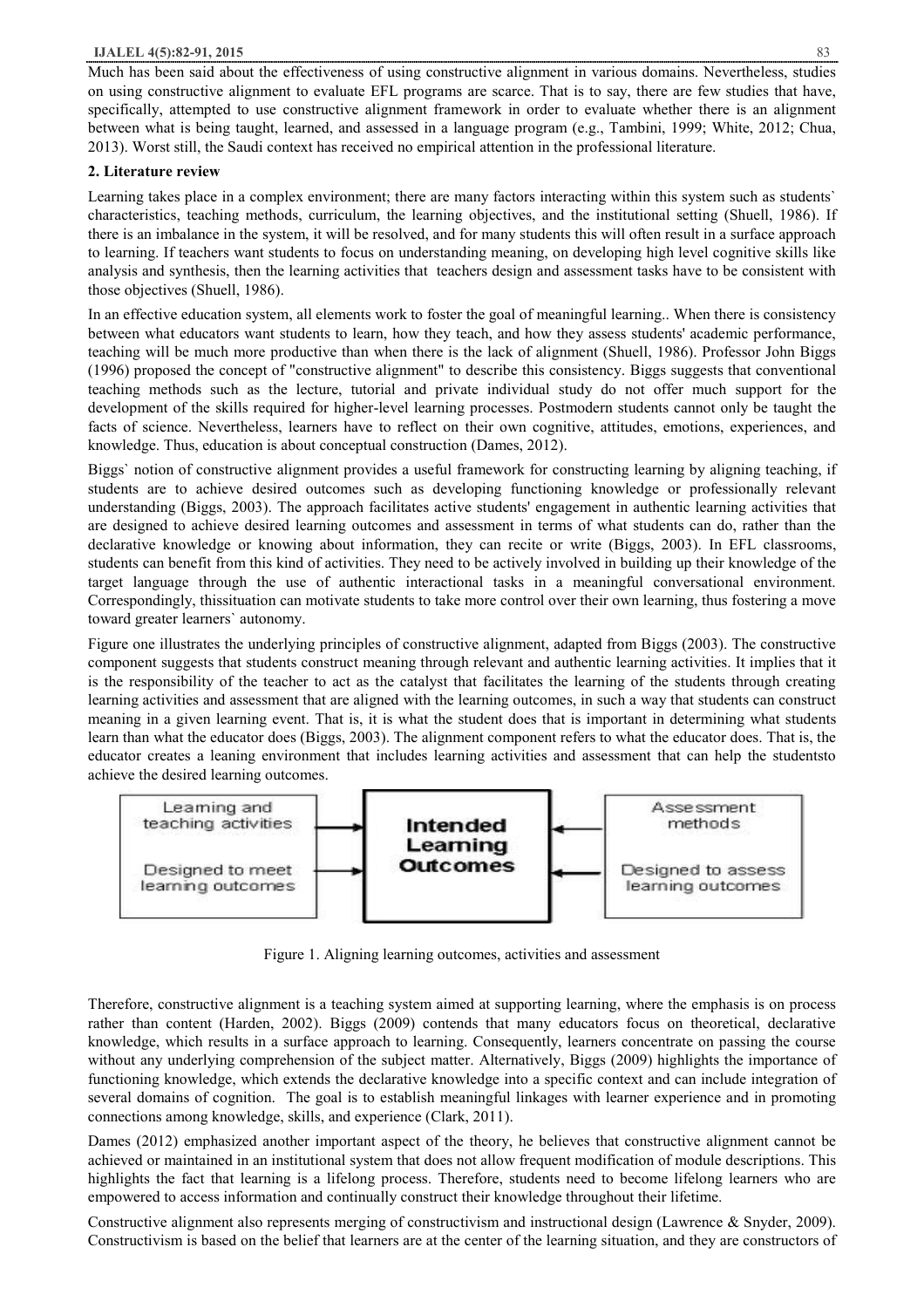Much has been said about the effectiveness of using constructive alignment in various domains. Nevertheless, studies on using constructive alignment to evaluate EFL programs are scarce. That is to say, there are few studies that have, specifically, attempted to use constructive alignment framework in order to evaluate whether there is an alignment between what is being taught, learned, and assessed in a language program (e.g., Tambini, 1999; White, 2012; Chua, 2013). Worst still, the Saudi context has received no empirical attention in the professional literature.

## 2. Literature review

Learning takes place in a complex environment; there are many factors interacting within this system such as students` characteristics, teaching methods, curriculum, the learning objectives, and the institutional setting (Shuell, 1986). If there is an imbalance in the system, it will be resolved, and for many students this will often result in a surface approach to learning. If teachers want students to focus on understanding meaning, on developing high level cognitive skills like analysis and synthesis, then the learning activities that teachers design and assessment tasks have to be consistent with those objectives (Shuell, 1986).

In an effective education system, all elements work to foster the goal of meaningful learning.. When there is consistency between what educators want students to learn, how they teach, and how they assess students' academic performance, teaching will be much more productive than when there is the lack of alignment (Shuell, 1986). Professor John Biggs (1996) proposed the concept of "constructive alignment" to describe this consistency. Biggs suggests that conventional teaching methods such as the lecture, tutorial and private individual study do not offer much support for the development of the skills required for higher-level learning processes. Postmodern students cannot only be taught the facts of science. Nevertheless, learners have to reflect on their own cognitive, attitudes, emotions, experiences, and knowledge. Thus, education is about conceptual construction (Dames, 2012).

Biggs` notion of constructive alignment provides a useful framework for constructing learning by aligning teaching, if students are to achieve desired outcomes such as developing functioning knowledge or professionally relevant understanding (Biggs, 2003). The approach facilitates active students' engagement in authentic learning activities that are designed to achieve desired learning outcomes and assessment in terms of what students can do, rather than the declarative knowledge or knowing about information, they can recite or write (Biggs, 2003). In EFL classrooms, students can benefit from this kind of activities. They need to be actively involved in building up their knowledge of the target language through the use of authentic interactional tasks in a meaningful conversational environment. Correspondingly, thissituation can motivate students to take more control over their own learning, thus fostering a move toward greater learners` autonomy.

Figure one illustrates the underlying principles of constructive alignment, adapted from Biggs (2003). The constructive component suggests that students construct meaning through relevant and authentic learning activities. It implies that it is the responsibility of the teacher to act as the catalyst that facilitates the learning of the students through creating learning activities and assessment that are aligned with the learning outcomes, in such a way that students can construct meaning in a given learning event. That is, it is what the student does that is important in determining what students learn than what the educator does (Biggs, 2003). The alignment component refers to what the educator does. That is, the educator creates a leaning environment that includes learning activities and assessment that can help the studentsto achieve the desired learning outcomes.

| Learning and teaching activities | | Intended Learning Outcomes | | Assessment methods |
|---|---|---|---|---|
| Designed to meet learning outcomes | → | | ← | Designed to assess learning outcomes |

Figure 1. Aligning learning outcomes, activities and assessment

Therefore, constructive alignment is a teaching system aimed at supporting learning, where the emphasis is on process rather than content (Harden, 2002). Biggs (2009) contends that many educators focus on theoretical, declarative knowledge, which results in a surface approach to learning. Consequently, learners concentrate on passing the course without any underlying comprehension of the subject matter. Alternatively, Biggs (2009) highlights the importance of functioning knowledge, which extends the declarative knowledge into a specific context and can include integration of several domains of cognition. The goal is to establish meaningful linkages with learner experience and in promoting connections among knowledge, skills, and experience (Clark, 2011).

Dames (2012) emphasized another important aspect of the theory, he believes that constructive alignment cannot be achieved or maintained in an institutional system that does not allow frequent modification of module descriptions. This highlights the fact that learning is a lifelong process. Therefore, students need to become lifelong learners who are empowered to access information and continually construct their knowledge throughout their lifetime.

Constructive alignment also represents merging of constructivism and instructional design (Lawrence & Snyder, 2009). Constructivism is based on the belief that learners are at the center of the learning situation, and they are constructors of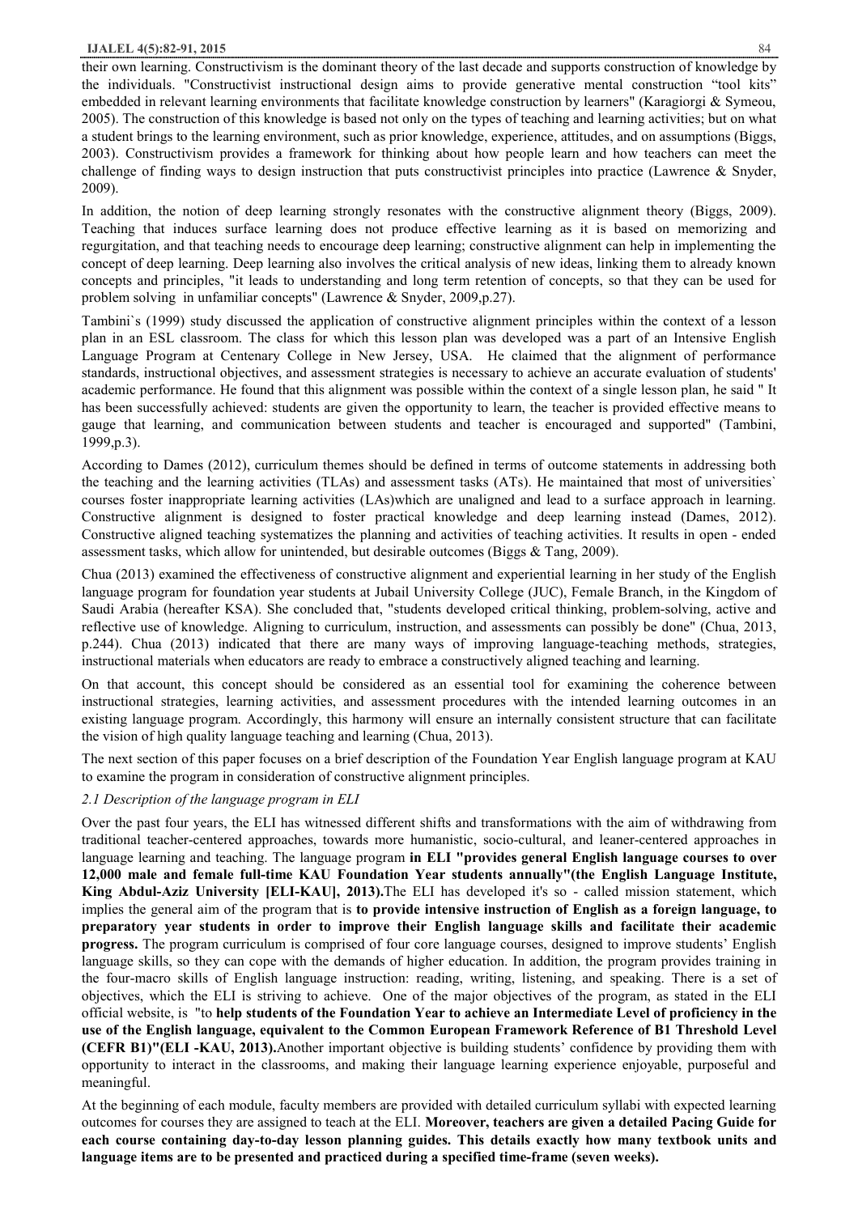their own learning. Constructivism is the dominant theory of the last decade and supports construction of knowledge by the individuals. "Constructivist instructional design aims to provide generative mental construction "tool kits" embedded in relevant learning environments that facilitate knowledge construction by learners" (Karagiorgi & Symeou, 2005). The construction of this knowledge is based not only on the types of teaching and learning activities; but on what a student brings to the learning environment, such as prior knowledge, experience, attitudes, and on assumptions (Biggs, 2003). Constructivism provides a framework for thinking about how people learn and how teachers can meet the challenge of finding ways to design instruction that puts constructivist principles into practice (Lawrence & Snyder, 2009).

In addition, the notion of deep learning strongly resonates with the constructive alignment theory (Biggs, 2009). Teaching that induces surface learning does not produce effective learning as it is based on memorizing and regurgitation, and that teaching needs to encourage deep learning; constructive alignment can help in implementing the concept of deep learning. Deep learning also involves the critical analysis of new ideas, linking them to already known concepts and principles, "it leads to understanding and long term retention of concepts, so that they can be used for problem solving in unfamiliar concepts" (Lawrence & Snyder, 2009,p.27).

Tambini`s (1999) study discussed the application of constructive alignment principles within the context of a lesson plan in an ESL classroom. The class for which this lesson plan was developed was a part of an Intensive English Language Program at Centenary College in New Jersey, USA. He claimed that the alignment of performance standards, instructional objectives, and assessment strategies is necessary to achieve an accurate evaluation of students' academic performance. He found that this alignment was possible within the context of a single lesson plan, he said " It has been successfully achieved: students are given the opportunity to learn, the teacher is provided effective means to gauge that learning, and communication between students and teacher is encouraged and supported" (Tambini, 1999,p.3).

According to Dames (2012), curriculum themes should be defined in terms of outcome statements in addressing both the teaching and the learning activities (TLAs) and assessment tasks (ATs). He maintained that most of universities` courses foster inappropriate learning activities (LAs)which are unaligned and lead to a surface approach in learning. Constructive alignment is designed to foster practical knowledge and deep learning instead (Dames, 2012). Constructive aligned teaching systematizes the planning and activities of teaching activities. It results in open - ended assessment tasks, which allow for unintended, but desirable outcomes (Biggs & Tang, 2009).

Chua (2013) examined the effectiveness of constructive alignment and experiential learning in her study of the English language program for foundation year students at Jubail University College (JUC), Female Branch, in the Kingdom of Saudi Arabia (hereafter KSA). She concluded that, "students developed critical thinking, problem-solving, active and reflective use of knowledge. Aligning to curriculum, instruction, and assessments can possibly be done" (Chua, 2013, p.244). Chua (2013) indicated that there are many ways of improving language-teaching methods, strategies, instructional materials when educators are ready to embrace a constructively aligned teaching and learning.

On that account, this concept should be considered as an essential tool for examining the coherence between instructional strategies, learning activities, and assessment procedures with the intended learning outcomes in an existing language program. Accordingly, this harmony will ensure an internally consistent structure that can facilitate the vision of high quality language teaching and learning (Chua, 2013).

The next section of this paper focuses on a brief description of the Foundation Year English language program at KAU to examine the program in consideration of constructive alignment principles.

### *2.1 Description of the language program in ELI*

Over the past four years, the ELI has witnessed different shifts and transformations with the aim of withdrawing from traditional teacher-centered approaches, towards more humanistic, socio-cultural, and leaner-centered approaches in language learning and teaching. The language program **in ELI "provides general English language courses to over 12,000 male and female full-time KAU Foundation Year students annually"(the English Language Institute, King Abdul-Aziz University [ELI-KAU], 2013).**The ELI has developed it's so - called mission statement, which implies the general aim of the program that is **to provide intensive instruction of English as a foreign language, to preparatory year students in order to improve their English language skills and facilitate their academic progress.** The program curriculum is comprised of four core language courses, designed to improve students' English language skills, so they can cope with the demands of higher education. In addition, the program provides training in the four-macro skills of English language instruction: reading, writing, listening, and speaking. There is a set of objectives, which the ELI is striving to achieve. One of the major objectives of the program, as stated in the ELI official website, is "to **help students of the Foundation Year to achieve an Intermediate Level of proficiency in the use of the English language, equivalent to the Common European Framework Reference of B1 Threshold Level (CEFR B1)"(ELI -KAU, 2013).**Another important objective is building students' confidence by providing them with opportunity to interact in the classrooms, and making their language learning experience enjoyable, purposeful and meaningful.

At the beginning of each module, faculty members are provided with detailed curriculum syllabi with expected learning outcomes for courses they are assigned to teach at the ELI. **Moreover, teachers are given a detailed Pacing Guide for each course containing day-to-day lesson planning guides. This details exactly how many textbook units and language items are to be presented and practiced during a specified time-frame (seven weeks).**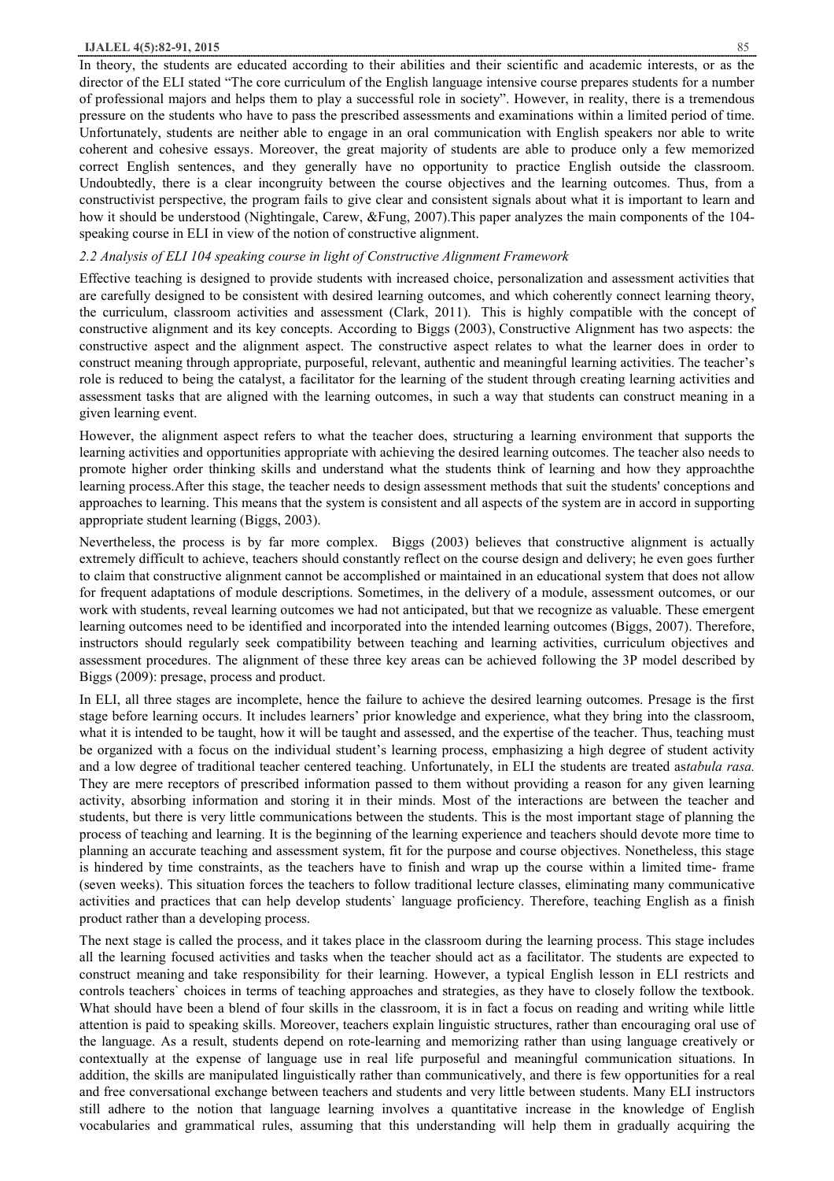In theory, the students are educated according to their abilities and their scientific and academic interests, or as the director of the ELI stated "The core curriculum of the English language intensive course prepares students for a number of professional majors and helps them to play a successful role in society". However, in reality, there is a tremendous pressure on the students who have to pass the prescribed assessments and examinations within a limited period of time. Unfortunately, students are neither able to engage in an oral communication with English speakers nor able to write coherent and cohesive essays. Moreover, the great majority of students are able to produce only a few memorized correct English sentences, and they generally have no opportunity to practice English outside the classroom. Undoubtedly, there is a clear incongruity between the course objectives and the learning outcomes. Thus, from a constructivist perspective, the program fails to give clear and consistent signals about what it is important to learn and how it should be understood (Nightingale, Carew, &Fung, 2007).This paper analyzes the main components of the 104-speaking course in ELI in view of the notion of constructive alignment.

### *2.2 Analysis of ELI 104 speaking course in light of Constructive Alignment Framework*

Effective teaching is designed to provide students with increased choice, personalization and assessment activities that are carefully designed to be consistent with desired learning outcomes, and which coherently connect learning theory, the curriculum, classroom activities and assessment (Clark, 2011). This is highly compatible with the concept of constructive alignment and its key concepts. According to Biggs (2003), Constructive Alignment has two aspects: the constructive aspect and the alignment aspect. The constructive aspect relates to what the learner does in order to construct meaning through appropriate, purposeful, relevant, authentic and meaningful learning activities. The teacher's role is reduced to being the catalyst, a facilitator for the learning of the student through creating learning activities and assessment tasks that are aligned with the learning outcomes, in such a way that students can construct meaning in a given learning event.

However, the alignment aspect refers to what the teacher does, structuring a learning environment that supports the learning activities and opportunities appropriate with achieving the desired learning outcomes. The teacher also needs to promote higher order thinking skills and understand what the students think of learning and how they approachthe learning process.After this stage, the teacher needs to design assessment methods that suit the students' conceptions and approaches to learning. This means that the system is consistent and all aspects of the system are in accord in supporting appropriate student learning (Biggs, 2003).

Nevertheless, the process is by far more complex. Biggs (2003) believes that constructive alignment is actually extremely difficult to achieve, teachers should constantly reflect on the course design and delivery; he even goes further to claim that constructive alignment cannot be accomplished or maintained in an educational system that does not allow for frequent adaptations of module descriptions. Sometimes, in the delivery of a module, assessment outcomes, or our work with students, reveal learning outcomes we had not anticipated, but that we recognize as valuable. These emergent learning outcomes need to be identified and incorporated into the intended learning outcomes (Biggs, 2007). Therefore, instructors should regularly seek compatibility between teaching and learning activities, curriculum objectives and assessment procedures. The alignment of these three key areas can be achieved following the 3P model described by Biggs (2009): presage, process and product.

In ELI, all three stages are incomplete, hence the failure to achieve the desired learning outcomes. Presage is the first stage before learning occurs. It includes learners' prior knowledge and experience, what they bring into the classroom, what it is intended to be taught, how it will be taught and assessed, and the expertise of the teacher. Thus, teaching must be organized with a focus on the individual student's learning process, emphasizing a high degree of student activity and a low degree of traditional teacher centered teaching. Unfortunately, in ELI the students are treated as*tabula rasa.* They are mere receptors of prescribed information passed to them without providing a reason for any given learning activity, absorbing information and storing it in their minds. Most of the interactions are between the teacher and students, but there is very little communications between the students. This is the most important stage of planning the process of teaching and learning. It is the beginning of the learning experience and teachers should devote more time to planning an accurate teaching and assessment system, fit for the purpose and course objectives. Nonetheless, this stage is hindered by time constraints, as the teachers have to finish and wrap up the course within a limited time- frame (seven weeks). This situation forces the teachers to follow traditional lecture classes, eliminating many communicative activities and practices that can help develop students` language proficiency. Therefore, teaching English as a finish product rather than a developing process.

The next stage is called the process, and it takes place in the classroom during the learning process. This stage includes all the learning focused activities and tasks when the teacher should act as a facilitator. The students are expected to construct meaning and take responsibility for their learning. However, a typical English lesson in ELI restricts and controls teachers` choices in terms of teaching approaches and strategies, as they have to closely follow the textbook. What should have been a blend of four skills in the classroom, it is in fact a focus on reading and writing while little attention is paid to speaking skills. Moreover, teachers explain linguistic structures, rather than encouraging oral use of the language. As a result, students depend on rote-learning and memorizing rather than using language creatively or contextually at the expense of language use in real life purposeful and meaningful communication situations. In addition, the skills are manipulated linguistically rather than communicatively, and there is few opportunities for a real and free conversational exchange between teachers and students and very little between students. Many ELI instructors still adhere to the notion that language learning involves a quantitative increase in the knowledge of English vocabularies and grammatical rules, assuming that this understanding will help them in gradually acquiring the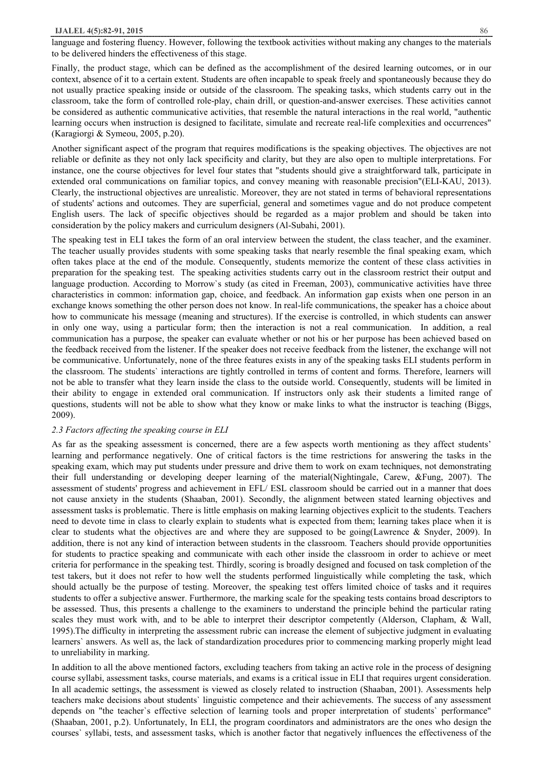language and fostering fluency. However, following the textbook activities without making any changes to the materials to be delivered hinders the effectiveness of this stage.

Finally, the product stage, which can be defined as the accomplishment of the desired learning outcomes, or in our context, absence of it to a certain extent. Students are often incapable to speak freely and spontaneously because they do not usually practice speaking inside or outside of the classroom. The speaking tasks, which students carry out in the classroom, take the form of controlled role-play, chain drill, or question-and-answer exercises. These activities cannot be considered as authentic communicative activities, that resemble the natural interactions in the real world, "authentic learning occurs when instruction is designed to facilitate, simulate and recreate real-life complexities and occurrences" (Karagiorgi & Symeou, 2005, p.20).

Another significant aspect of the program that requires modifications is the speaking objectives. The objectives are not reliable or definite as they not only lack specificity and clarity, but they are also open to multiple interpretations. For instance, one the course objectives for level four states that "students should give a straightforward talk, participate in extended oral communications on familiar topics, and convey meaning with reasonable precision"(ELI-KAU, 2013). Clearly, the instructional objectives are unrealistic. Moreover, they are not stated in terms of behavioral representations of students' actions and outcomes. They are superficial, general and sometimes vague and do not produce competent English users. The lack of specific objectives should be regarded as a major problem and should be taken into consideration by the policy makers and curriculum designers (Al-Subahi, 2001).

The speaking test in ELI takes the form of an oral interview between the student, the class teacher, and the examiner. The teacher usually provides students with some speaking tasks that nearly resemble the final speaking exam, which often takes place at the end of the module. Consequently, students memorize the content of these class activities in preparation for the speaking test. The speaking activities students carry out in the classroom restrict their output and language production. According to Morrow`s study (as cited in Freeman, 2003), communicative activities have three characteristics in common: information gap, choice, and feedback. An information gap exists when one person in an exchange knows something the other person does not know. In real-life communications, the speaker has a choice about how to communicate his message (meaning and structures). If the exercise is controlled, in which students can answer in only one way, using a particular form; then the interaction is not a real communication. In addition, a real communication has a purpose, the speaker can evaluate whether or not his or her purpose has been achieved based on the feedback received from the listener. If the speaker does not receive feedback from the listener, the exchange will not be communicative. Unfortunately, none of the three features exists in any of the speaking tasks ELI students perform in the classroom. The students` interactions are tightly controlled in terms of content and forms. Therefore, learners will not be able to transfer what they learn inside the class to the outside world. Consequently, students will be limited in their ability to engage in extended oral communication. If instructors only ask their students a limited range of questions, students will not be able to show what they know or make links to what the instructor is teaching (Biggs, 2009).

### *2.3 Factors affecting the speaking course in ELI*

As far as the speaking assessment is concerned, there are a few aspects worth mentioning as they affect students' learning and performance negatively. One of critical factors is the time restrictions for answering the tasks in the speaking exam, which may put students under pressure and drive them to work on exam techniques, not demonstrating their full understanding or developing deeper learning of the material(Nightingale, Carew, &Fung, 2007). The assessment of students' progress and achievement in EFL/ ESL classroom should be carried out in a manner that does not cause anxiety in the students (Shaaban, 2001). Secondly, the alignment between stated learning objectives and assessment tasks is problematic. There is little emphasis on making learning objectives explicit to the students. Teachers need to devote time in class to clearly explain to students what is expected from them; learning takes place when it is clear to students what the objectives are and where they are supposed to be going(Lawrence & Snyder, 2009). In addition, there is not any kind of interaction between students in the classroom. Teachers should provide opportunities for students to practice speaking and communicate with each other inside the classroom in order to achieve or meet criteria for performance in the speaking test. Thirdly, scoring is broadly designed and focused on task completion of the test takers, but it does not refer to how well the students performed linguistically while completing the task, which should actually be the purpose of testing. Moreover, the speaking test offers limited choice of tasks and it requires students to offer a subjective answer. Furthermore, the marking scale for the speaking tests contains broad descriptors to be assessed. Thus, this presents a challenge to the examiners to understand the principle behind the particular rating scales they must work with, and to be able to interpret their descriptor competently (Alderson, Clapham, & Wall, 1995).The difficulty in interpreting the assessment rubric can increase the element of subjective judgment in evaluating learners` answers. As well as, the lack of standardization procedures prior to commencing marking properly might lead to unreliability in marking.

In addition to all the above mentioned factors, excluding teachers from taking an active role in the process of designing course syllabi, assessment tasks, course materials, and exams is a critical issue in ELI that requires urgent consideration. In all academic settings, the assessment is viewed as closely related to instruction (Shaaban, 2001). Assessments help teachers make decisions about students` linguistic competence and their achievements. The success of any assessment depends on "the teacher`s effective selection of learning tools and proper interpretation of students` performance" (Shaaban, 2001, p.2). Unfortunately, In ELI, the program coordinators and administrators are the ones who design the courses` syllabi, tests, and assessment tasks, which is another factor that negatively influences the effectiveness of the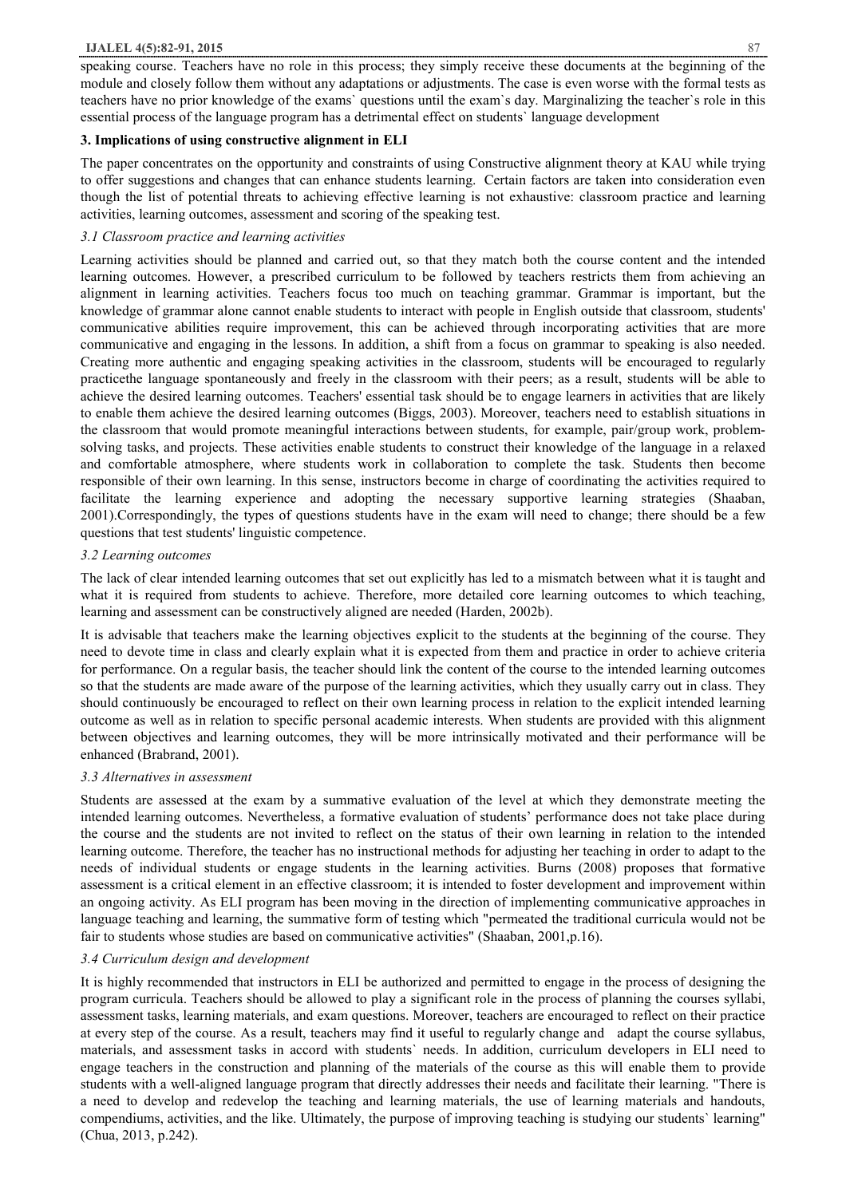speaking course. Teachers have no role in this process; they simply receive these documents at the beginning of the module and closely follow them without any adaptations or adjustments. The case is even worse with the formal tests as teachers have no prior knowledge of the exams` questions until the exam`s day. Marginalizing the teacher`s role in this essential process of the language program has a detrimental effect on students` language development

### 3. Implications of using constructive alignment in ELI

The paper concentrates on the opportunity and constraints of using Constructive alignment theory at KAU while trying to offer suggestions and changes that can enhance students learning. Certain factors are taken into consideration even though the list of potential threats to achieving effective learning is not exhaustive: classroom practice and learning activities, learning outcomes, assessment and scoring of the speaking test.

#### *3.1 Classroom practice and learning activities*

Learning activities should be planned and carried out, so that they match both the course content and the intended learning outcomes. However, a prescribed curriculum to be followed by teachers restricts them from achieving an alignment in learning activities. Teachers focus too much on teaching grammar. Grammar is important, but the knowledge of grammar alone cannot enable students to interact with people in English outside that classroom, students' communicative abilities require improvement, this can be achieved through incorporating activities that are more communicative and engaging in the lessons. In addition, a shift from a focus on grammar to speaking is also needed. Creating more authentic and engaging speaking activities in the classroom, students will be encouraged to regularly practicethe language spontaneously and freely in the classroom with their peers; as a result, students will be able to achieve the desired learning outcomes. Teachers' essential task should be to engage learners in activities that are likely to enable them achieve the desired learning outcomes (Biggs, 2003). Moreover, teachers need to establish situations in the classroom that would promote meaningful interactions between students, for example, pair/group work, problem-solving tasks, and projects. These activities enable students to construct their knowledge of the language in a relaxed and comfortable atmosphere, where students work in collaboration to complete the task. Students then become responsible of their own learning. In this sense, instructors become in charge of coordinating the activities required to facilitate the learning experience and adopting the necessary supportive learning strategies (Shaaban, 2001).Correspondingly, the types of questions students have in the exam will need to change; there should be a few questions that test students' linguistic competence.

#### *3.2 Learning outcomes*

The lack of clear intended learning outcomes that set out explicitly has led to a mismatch between what it is taught and what it is required from students to achieve. Therefore, more detailed core learning outcomes to which teaching, learning and assessment can be constructively aligned are needed (Harden, 2002b).

It is advisable that teachers make the learning objectives explicit to the students at the beginning of the course. They need to devote time in class and clearly explain what it is expected from them and practice in order to achieve criteria for performance. On a regular basis, the teacher should link the content of the course to the intended learning outcomes so that the students are made aware of the purpose of the learning activities, which they usually carry out in class. They should continuously be encouraged to reflect on their own learning process in relation to the explicit intended learning outcome as well as in relation to specific personal academic interests. When students are provided with this alignment between objectives and learning outcomes, they will be more intrinsically motivated and their performance will be enhanced (Brabrand, 2001).

#### *3.3 Alternatives in assessment*

Students are assessed at the exam by a summative evaluation of the level at which they demonstrate meeting the intended learning outcomes. Nevertheless, a formative evaluation of students' performance does not take place during the course and the students are not invited to reflect on the status of their own learning in relation to the intended learning outcome. Therefore, the teacher has no instructional methods for adjusting her teaching in order to adapt to the needs of individual students or engage students in the learning activities. Burns (2008) proposes that formative assessment is a critical element in an effective classroom; it is intended to foster development and improvement within an ongoing activity. As ELI program has been moving in the direction of implementing communicative approaches in language teaching and learning, the summative form of testing which "permeated the traditional curricula would not be fair to students whose studies are based on communicative activities" (Shaaban, 2001,p.16).

#### *3.4 Curriculum design and development*

It is highly recommended that instructors in ELI be authorized and permitted to engage in the process of designing the program curricula. Teachers should be allowed to play a significant role in the process of planning the courses syllabi, assessment tasks, learning materials, and exam questions. Moreover, teachers are encouraged to reflect on their practice at every step of the course. As a result, teachers may find it useful to regularly change and adapt the course syllabus, materials, and assessment tasks in accord with students` needs. In addition, curriculum developers in ELI need to engage teachers in the construction and planning of the materials of the course as this will enable them to provide students with a well-aligned language program that directly addresses their needs and facilitate their learning. "There is a need to develop and redevelop the teaching and learning materials, the use of learning materials and handouts, compendiums, activities, and the like. Ultimately, the purpose of improving teaching is studying our students` learning" (Chua, 2013, p.242).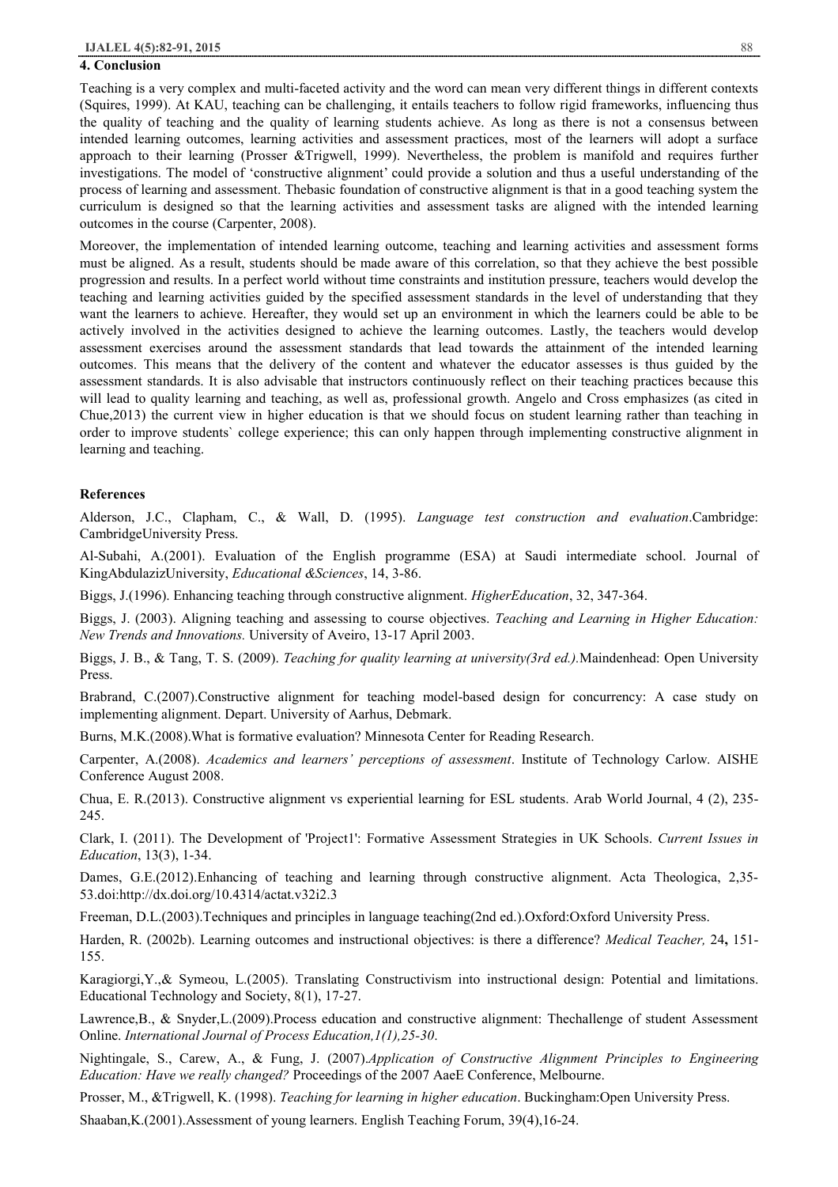## 4. Conclusion

Teaching is a very complex and multi-faceted activity and the word can mean very different things in different contexts (Squires, 1999). At KAU, teaching can be challenging, it entails teachers to follow rigid frameworks, influencing thus the quality of teaching and the quality of learning students achieve. As long as there is not a consensus between intended learning outcomes, learning activities and assessment practices, most of the learners will adopt a surface approach to their learning (Prosser &Trigwell, 1999). Nevertheless, the problem is manifold and requires further investigations. The model of 'constructive alignment' could provide a solution and thus a useful understanding of the process of learning and assessment. Thebasic foundation of constructive alignment is that in a good teaching system the curriculum is designed so that the learning activities and assessment tasks are aligned with the intended learning outcomes in the course (Carpenter, 2008).

Moreover, the implementation of intended learning outcome, teaching and learning activities and assessment forms must be aligned. As a result, students should be made aware of this correlation, so that they achieve the best possible progression and results. In a perfect world without time constraints and institution pressure, teachers would develop the teaching and learning activities guided by the specified assessment standards in the level of understanding that they want the learners to achieve. Hereafter, they would set up an environment in which the learners could be able to be actively involved in the activities designed to achieve the learning outcomes. Lastly, the teachers would develop assessment exercises around the assessment standards that lead towards the attainment of the intended learning outcomes. This means that the delivery of the content and whatever the educator assesses is thus guided by the assessment standards. It is also advisable that instructors continuously reflect on their teaching practices because this will lead to quality learning and teaching, as well as, professional growth. Angelo and Cross emphasizes (as cited in Chue,2013) the current view in higher education is that we should focus on student learning rather than teaching in order to improve students` college experience; this can only happen through implementing constructive alignment in learning and teaching.

## References

Alderson, J.C., Clapham, C., & Wall, D. (1995). *Language test construction and evaluation*.Cambridge: CambridgeUniversity Press.

Al-Subahi, A.(2001). Evaluation of the English programme (ESA) at Saudi intermediate school. Journal of KingAbdulazizUniversity, *Educational &Sciences*, 14, 3-86.

Biggs, J.(1996). Enhancing teaching through constructive alignment. *HigherEducation*, 32, 347-364.

Biggs, J. (2003). Aligning teaching and assessing to course objectives. *Teaching and Learning in Higher Education: New Trends and Innovations.* University of Aveiro, 13-17 April 2003.

Biggs, J. B., & Tang, T. S. (2009). *Teaching for quality learning at university(3rd ed.).*Maindenhead: Open University Press.

Brabrand, C.(2007).Constructive alignment for teaching model-based design for concurrency: A case study on implementing alignment. Depart. University of Aarhus, Debmark.

Burns, M.K.(2008).What is formative evaluation? Minnesota Center for Reading Research.

Carpenter, A.(2008). *Academics and learners' perceptions of assessment*. Institute of Technology Carlow. AISHE Conference August 2008.

Chua, E. R.(2013). Constructive alignment vs experiential learning for ESL students. Arab World Journal, 4 (2), 235-245.

Clark, I. (2011). The Development of 'Project1': Formative Assessment Strategies in UK Schools. *Current Issues in Education*, 13(3), 1-34.

Dames, G.E.(2012).Enhancing of teaching and learning through constructive alignment. Acta Theologica, 2,35-53.doi:http://dx.doi.org/10.4314/actat.v32i2.3

Freeman, D.L.(2003).Techniques and principles in language teaching(2nd ed.).Oxford:Oxford University Press.

Harden, R. (2002b). Learning outcomes and instructional objectives: is there a difference? *Medical Teacher,* 24**,** 151-155.

Karagiorgi,Y.,& Symeou, L.(2005). Translating Constructivism into instructional design: Potential and limitations. Educational Technology and Society, 8(1), 17-27.

Lawrence,B., & Snyder,L.(2009).Process education and constructive alignment: Thechallenge of student Assessment Online. *International Journal of Process Education,1(1),25-30*.

Nightingale, S., Carew, A., & Fung, J. (2007).*Application of Constructive Alignment Principles to Engineering Education: Have we really changed?* Proceedings of the 2007 AaeE Conference, Melbourne.

Prosser, M., &Trigwell, K. (1998). *Teaching for learning in higher education*. Buckingham:Open University Press.

Shaaban,K.(2001).Assessment of young learners. English Teaching Forum, 39(4),16-24.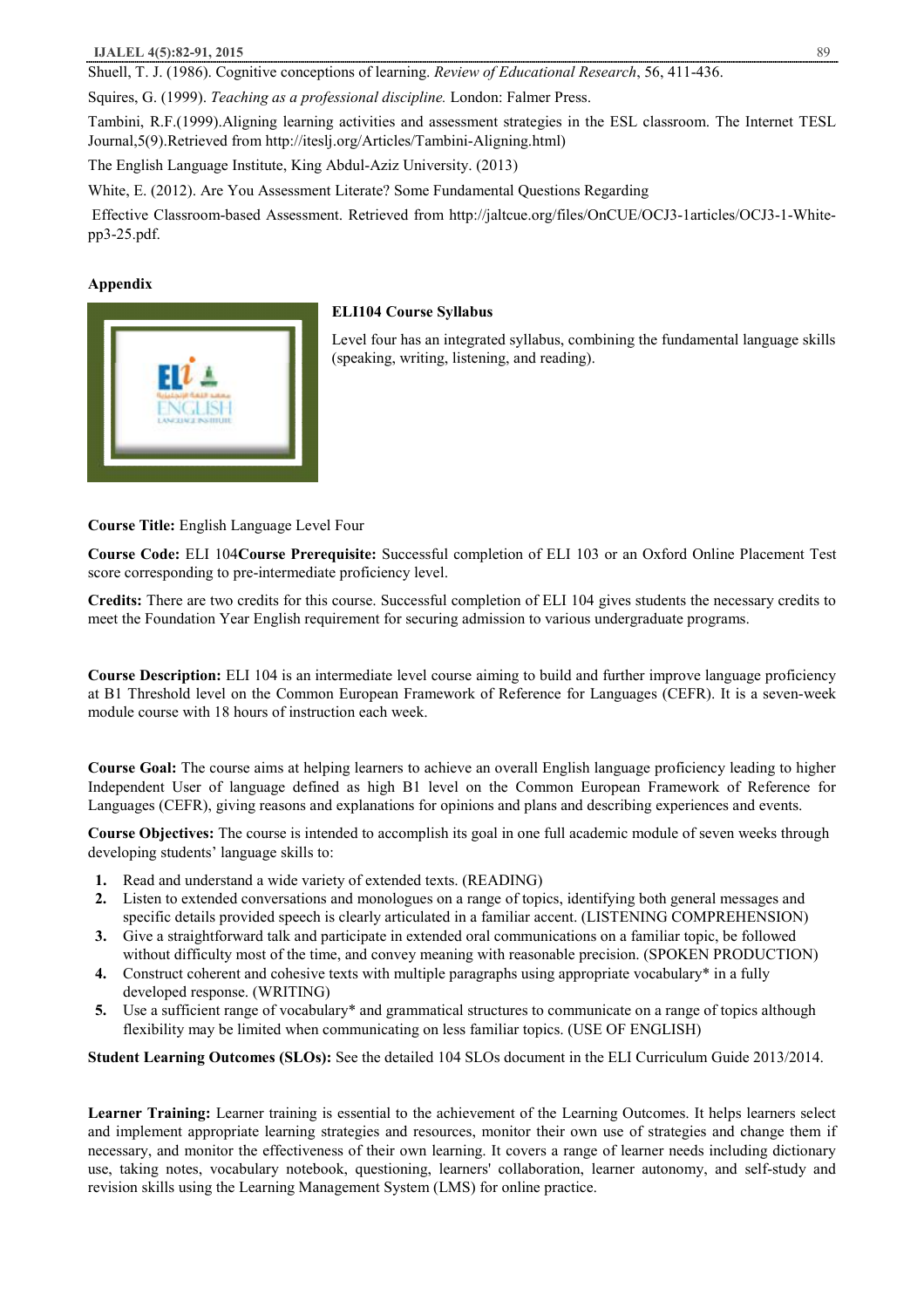Shuell, T. J. (1986). Cognitive conceptions of learning. *Review of Educational Research*, 56, 411-436.

Squires, G. (1999). *Teaching as a professional discipline.* London: Falmer Press.

Tambini, R.F.(1999).Aligning learning activities and assessment strategies in the ESL classroom. The Internet TESL Journal,5(9).Retrieved from http://iteslj.org/Articles/Tambini-Aligning.html)

The English Language Institute, King Abdul-Aziz University. (2013)

White, E. (2012). Are You Assessment Literate? Some Fundamental Questions Regarding

Effective Classroom-based Assessment. Retrieved from http://jaltcue.org/files/OnCUE/OCJ3-1articles/OCJ3-1-White-pp3-25.pdf.

## Appendix

### ELI104 Course Syllabus

Level four has an integrated syllabus, combining the fundamental language skills (speaking, writing, listening, and reading).

**Course Title:** English Language Level Four

**Course Code:** ELI 104**Course Prerequisite:** Successful completion of ELI 103 or an Oxford Online Placement Test score corresponding to pre-intermediate proficiency level.

**Credits:** There are two credits for this course. Successful completion of ELI 104 gives students the necessary credits to meet the Foundation Year English requirement for securing admission to various undergraduate programs.

**Course Description:** ELI 104 is an intermediate level course aiming to build and further improve language proficiency at B1 Threshold level on the Common European Framework of Reference for Languages (CEFR). It is a seven-week module course with 18 hours of instruction each week.

**Course Goal:** The course aims at helping learners to achieve an overall English language proficiency leading to higher Independent User of language defined as high B1 level on the Common European Framework of Reference for Languages (CEFR), giving reasons and explanations for opinions and plans and describing experiences and events.

**Course Objectives:** The course is intended to accomplish its goal in one full academic module of seven weeks through developing students' language skills to:

1. Read and understand a wide variety of extended texts. (READING)
2. Listen to extended conversations and monologues on a range of topics, identifying both general messages and specific details provided speech is clearly articulated in a familiar accent. (LISTENING COMPREHENSION)
3. Give a straightforward talk and participate in extended oral communications on a familiar topic, be followed without difficulty most of the time, and convey meaning with reasonable precision. (SPOKEN PRODUCTION)
4. Construct coherent and cohesive texts with multiple paragraphs using appropriate vocabulary* in a fully developed response. (WRITING)
5. Use a sufficient range of vocabulary* and grammatical structures to communicate on a range of topics although flexibility may be limited when communicating on less familiar topics. (USE OF ENGLISH)

**Student Learning Outcomes (SLOs):** See the detailed 104 SLOs document in the ELI Curriculum Guide 2013/2014.

**Learner Training:** Learner training is essential to the achievement of the Learning Outcomes. It helps learners select and implement appropriate learning strategies and resources, monitor their own use of strategies and change them if necessary, and monitor the effectiveness of their own learning. It covers a range of learner needs including dictionary use, taking notes, vocabulary notebook, questioning, learners' collaboration, learner autonomy, and self-study and revision skills using the Learning Management System (LMS) for online practice.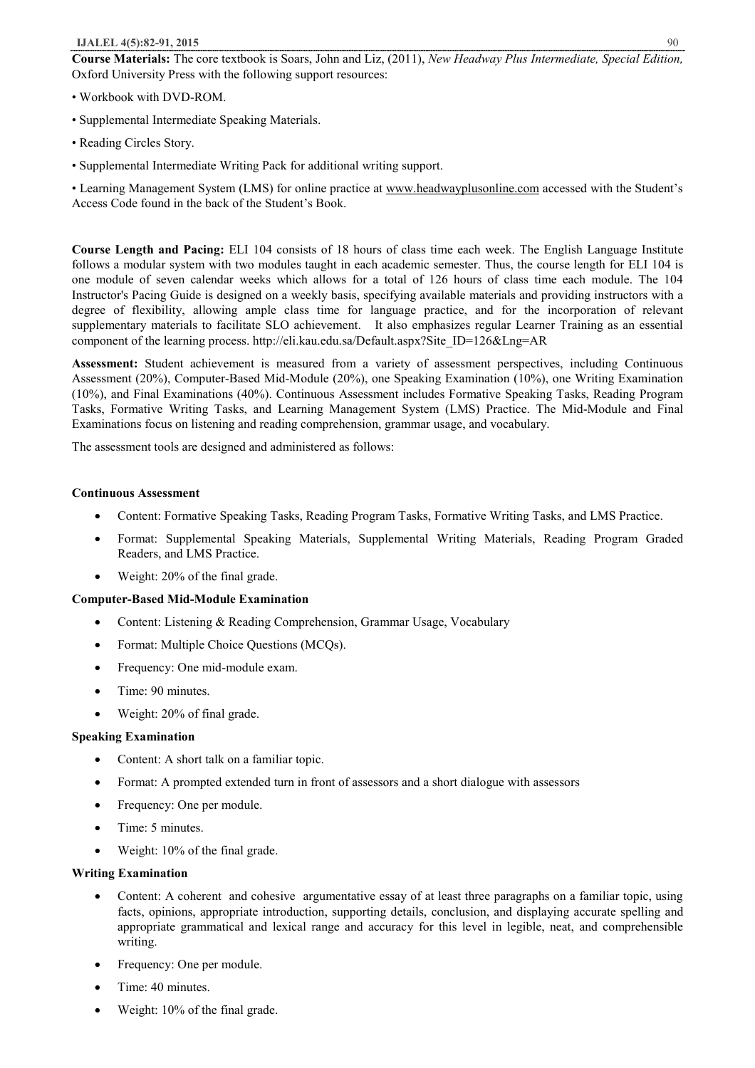**Course Materials:** The core textbook is Soars, John and Liz, (2011), *New Headway Plus Intermediate, Special Edition,* Oxford University Press with the following support resources:

• Workbook with DVD-ROM.

• Supplemental Intermediate Speaking Materials.

• Reading Circles Story.

• Supplemental Intermediate Writing Pack for additional writing support.

• Learning Management System (LMS) for online practice at www.headwayplusonline.com accessed with the Student's Access Code found in the back of the Student's Book.

**Course Length and Pacing:** ELI 104 consists of 18 hours of class time each week. The English Language Institute follows a modular system with two modules taught in each academic semester. Thus, the course length for ELI 104 is one module of seven calendar weeks which allows for a total of 126 hours of class time each module. The 104 Instructor's Pacing Guide is designed on a weekly basis, specifying available materials and providing instructors with a degree of flexibility, allowing ample class time for language practice, and for the incorporation of relevant supplementary materials to facilitate SLO achievement. It also emphasizes regular Learner Training as an essential component of the learning process. http://eli.kau.edu.sa/Default.aspx?Site_ID=126&Lng=AR

**Assessment:** Student achievement is measured from a variety of assessment perspectives, including Continuous Assessment (20%), Computer-Based Mid-Module (20%), one Speaking Examination (10%), one Writing Examination (10%), and Final Examinations (40%). Continuous Assessment includes Formative Speaking Tasks, Reading Program Tasks, Formative Writing Tasks, and Learning Management System (LMS) Practice. The Mid-Module and Final Examinations focus on listening and reading comprehension, grammar usage, and vocabulary.

The assessment tools are designed and administered as follows:

**Continuous Assessment**

- Content: Formative Speaking Tasks, Reading Program Tasks, Formative Writing Tasks, and LMS Practice.
- Format: Supplemental Speaking Materials, Supplemental Writing Materials, Reading Program Graded Readers, and LMS Practice.
- Weight: 20% of the final grade.

**Computer-Based Mid-Module Examination**

- Content: Listening & Reading Comprehension, Grammar Usage, Vocabulary
- Format: Multiple Choice Questions (MCQs).
- Frequency: One mid-module exam.
- Time: 90 minutes.
- Weight: 20% of final grade.

**Speaking Examination**

- Content: A short talk on a familiar topic.
- Format: A prompted extended turn in front of assessors and a short dialogue with assessors
- Frequency: One per module.
- Time: 5 minutes.
- Weight: 10% of the final grade.

**Writing Examination**

- Content: A coherent and cohesive argumentative essay of at least three paragraphs on a familiar topic, using facts, opinions, appropriate introduction, supporting details, conclusion, and displaying accurate spelling and appropriate grammatical and lexical range and accuracy for this level in legible, neat, and comprehensible writing.
- Frequency: One per module.
- Time: 40 minutes.
- Weight: 10% of the final grade.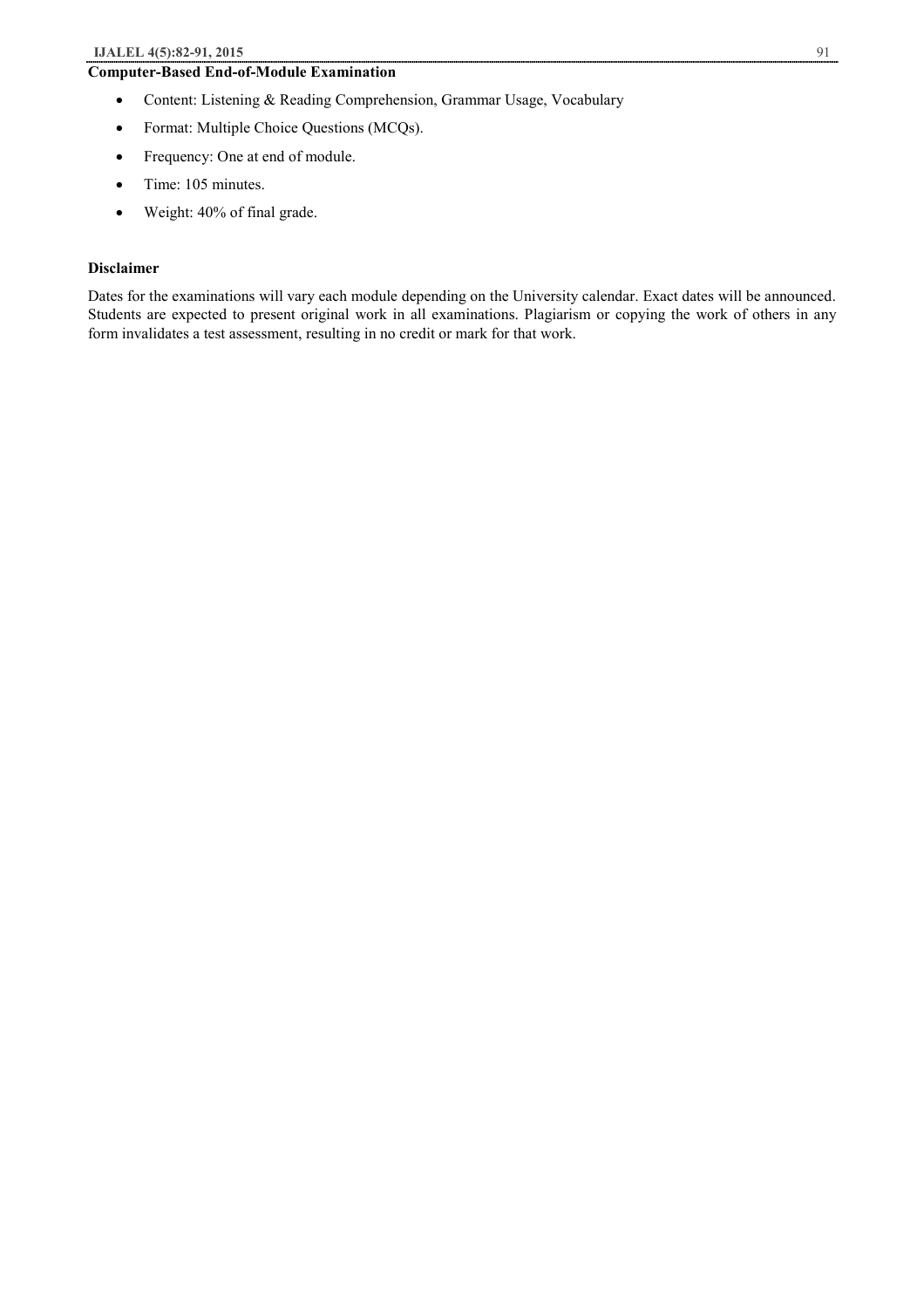**Computer-Based End-of-Module Examination**

- Content: Listening & Reading Comprehension, Grammar Usage, Vocabulary
- Format: Multiple Choice Questions (MCQs).
- Frequency: One at end of module.
- Time: 105 minutes.
- Weight: 40% of final grade.

**Disclaimer**

Dates for the examinations will vary each module depending on the University calendar. Exact dates will be announced. Students are expected to present original work in all examinations. Plagiarism or copying the work of others in any form invalidates a test assessment, resulting in no credit or mark for that work.